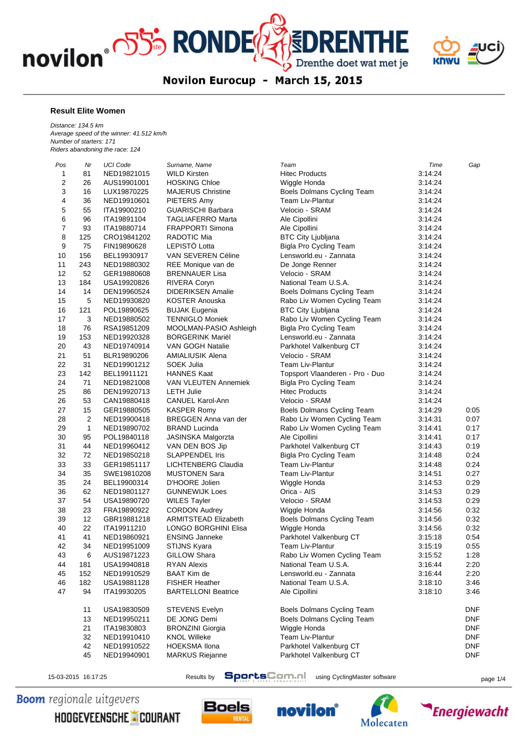# Ronde van Drenthe

## Novilon Eurocup - March 15, 2015

### Result Elite Women

*Distance: 134.5 km*
*Average speed of the winner: 41.512 km/h*
*Number of starters: 171*
*Riders abandoning the race: 124*

| Pos | Nr | UCI Code | Surname, Name | Team | Time | Gap |
|---|---|---|---|---|---|---|
| 1 | 81 | NED19821015 | WILD Kirsten | Hitec Products | 3:14:24 | |
| 2 | 26 | AUS19901001 | HOSKING Chloe | Wiggle Honda | 3:14:24 | |
| 3 | 16 | LUX19870225 | MAJERUS Christine | Boels Dolmans Cycling Team | 3:14:24 | |
| 4 | 36 | NED19910601 | PIETERS Amy | Team Liv-Plantur | 3:14:24 | |
| 5 | 55 | ITA19900210 | GUARISCHI Barbara | Velocio - SRAM | 3:14:24 | |
| 6 | 96 | ITA19891104 | TAGLIAFERRO Marta | Ale Cipollini | 3:14:24 | |
| 7 | 93 | ITA19880714 | FRAPPORTI Simona | Ale Cipollini | 3:14:24 | |
| 8 | 125 | CRO19841202 | RADOTIC Mia | BTC City Ljubljana | 3:14:24 | |
| 9 | 75 | FIN19890628 | LEPISTÖ Lotta | Bigla Pro Cycling Team | 3:14:24 | |
| 10 | 156 | BEL19930917 | VAN SEVEREN Céline | Lensworld.eu - Zannata | 3:14:24 | |
| 11 | 243 | NED19880302 | REE Monique van de | De Jonge Renner | 3:14:24 | |
| 12 | 52 | GER19880608 | BRENNAUER Lisa | Velocio - SRAM | 3:14:24 | |
| 13 | 184 | USA19920826 | RIVERA Coryn | National Team U.S.A. | 3:14:24 | |
| 14 | 14 | DEN19960524 | DIDERIKSEN Amalie | Boels Dolmans Cycling Team | 3:14:24 | |
| 15 | 5 | NED19930820 | KOSTER Anouska | Rabo Liv Women Cycling Team | 3:14:24 | |
| 16 | 121 | POL19890625 | BUJAK Eugenia | BTC City Ljubljana | 3:14:24 | |
| 17 | 3 | NED19880502 | TENNIGLO Moniek | Rabo Liv Women Cycling Team | 3:14:24 | |
| 18 | 76 | RSA19851209 | MOOLMAN-PASIO Ashleigh | Bigla Pro Cycling Team | 3:14:24 | |
| 19 | 153 | NED19920328 | BORGERINK Mariël | Lensworld.eu - Zannata | 3:14:24 | |
| 20 | 43 | NED19740914 | VAN GOGH Natalie | Parkhotel Valkenburg CT | 3:14:24 | |
| 21 | 51 | BLR19890206 | AMIALIUSIK Alena | Velocio - SRAM | 3:14:24 | |
| 22 | 31 | NED19901212 | SOEK Julia | Team Liv-Plantur | 3:14:24 | |
| 23 | 142 | BEL19911121 | HANNES Kaat | Topsport Vlaanderen - Pro - Duo | 3:14:24 | |
| 24 | 71 | NED19821008 | VAN VLEUTEN Annemiek | Bigla Pro Cycling Team | 3:14:24 | |
| 25 | 86 | DEN19920713 | LETH Julie | Hitec Products | 3:14:24 | |
| 26 | 53 | CAN19880418 | CANUEL Karol-Ann | Velocio - SRAM | 3:14:24 | |
| 27 | 15 | GER19880505 | KASPER Romy | Boels Dolmans Cycling Team | 3:14:29 | 0:05 |
| 28 | 2 | NED19900418 | BREGGEN Anna van der | Rabo Liv Women Cycling Team | 3:14:31 | 0:07 |
| 29 | 1 | NED19890702 | BRAND Lucinda | Rabo Liv Women Cycling Team | 3:14:41 | 0:17 |
| 30 | 95 | POL19840118 | JASINSKA Malgorzta | Ale Cipollini | 3:14:41 | 0:17 |
| 31 | 44 | NED19960412 | VAN DEN BOS Jip | Parkhotel Valkenburg CT | 3:14:43 | 0:19 |
| 32 | 72 | NED19850218 | SLAPPENDEL Iris | Bigla Pro Cycling Team | 3:14:48 | 0:24 |
| 33 | 33 | GER19851117 | LICHTENBERG Claudia | Team Liv-Plantur | 3:14:48 | 0:24 |
| 34 | 35 | SWE19810208 | MUSTONEN Sara | Team Liv-Plantur | 3:14:51 | 0:27 |
| 35 | 24 | BEL19900314 | D'HOORE Jolien | Wiggle Honda | 3:14:53 | 0:29 |
| 36 | 62 | NED19801127 | GUNNEWIJK Loes | Orica - AIS | 3:14:53 | 0:29 |
| 37 | 54 | USA19890720 | WILES Tayler | Velocio - SRAM | 3:14:53 | 0:29 |
| 38 | 23 | FRA19890922 | CORDON Audrey | Wiggle Honda | 3:14:56 | 0:32 |
| 39 | 12 | GBR19881218 | ARMITSTEAD Elizabeth | Boels Dolmans Cycling Team | 3:14:56 | 0:32 |
| 40 | 22 | ITA19911210 | LONGO BORGHINI Elisa | Wiggle Honda | 3:14:56 | 0:32 |
| 41 | 41 | NED19860921 | ENSING Janneke | Parkhotel Valkenburg CT | 3:15:18 | 0:54 |
| 42 | 34 | NED19951009 | STIJNS Kyara | Team Liv-Plantur | 3:15:19 | 0:55 |
| 43 | 6 | AUS19871223 | GILLOW Shara | Rabo Liv Women Cycling Team | 3:15:52 | 1:28 |
| 44 | 181 | USA19940818 | RYAN Alexis | National Team U.S.A. | 3:16:44 | 2:20 |
| 45 | 152 | NED19910529 | BAAT Kim de | Lensworld.eu - Zannata | 3:16:44 | 2:20 |
| 46 | 182 | USA19881128 | FISHER Heather | National Team U.S.A. | 3:18:10 | 3:46 |
| 47 | 94 | ITA19930205 | BARTELLONI Beatrice | Ale Cipollini | 3:18:10 | 3:46 |
| | 11 | USA19830509 | STEVENS Evelyn | Boels Dolmans Cycling Team | | DNF |
| | 13 | NED19950211 | DE JONG Demi | Boels Dolmans Cycling Team | | DNF |
| | 21 | ITA19830803 | BRONZINI Giorgia | Wiggle Honda | | DNF |
| | 32 | NED19910410 | KNOL Willeke | Team Liv-Plantur | | DNF |
| | 42 | NED19910522 | HOEKSMA Ilona | Parkhotel Valkenburg CT | | DNF |
| | 45 | NED19940901 | MARKUS Riejanne | Parkhotel Valkenburg CT | | DNF |

15-03-2015 16:17:25 Results by SportsCom.nl using CyclingMaster software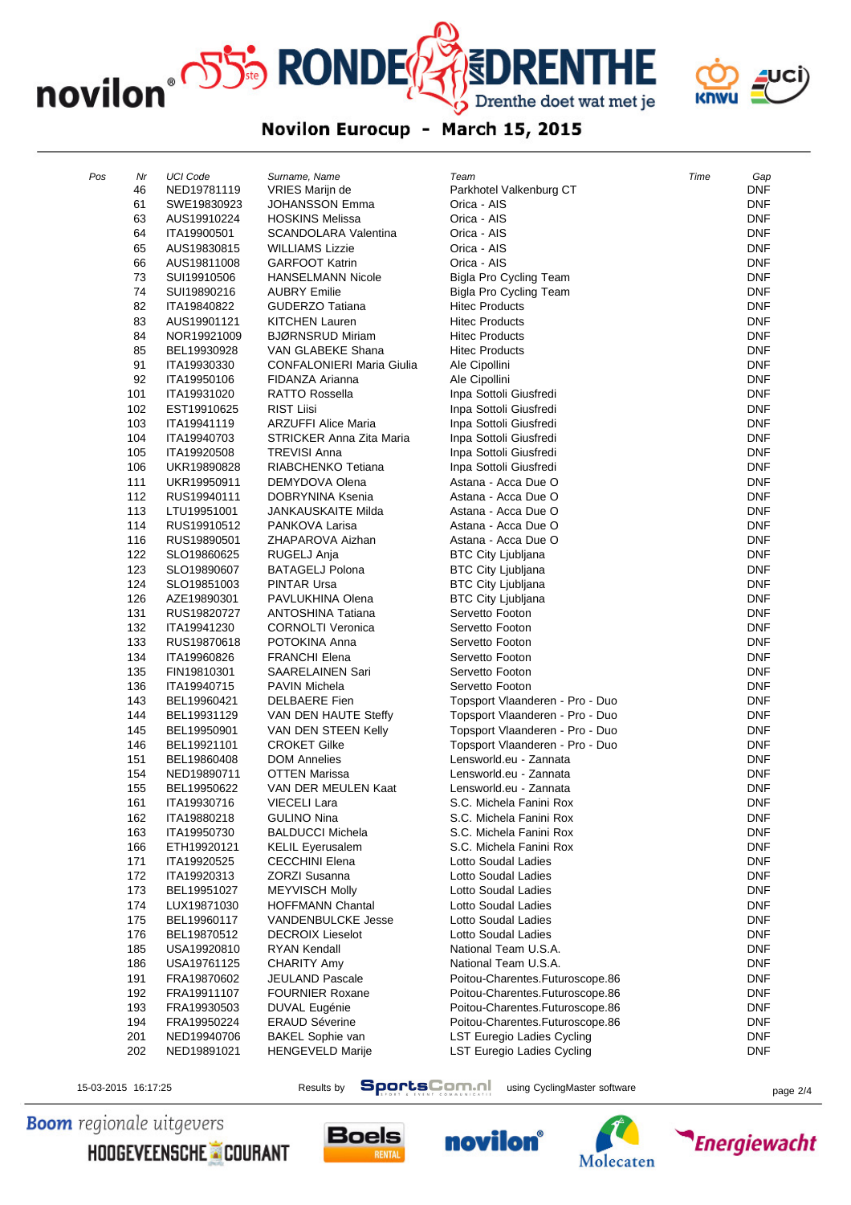## Novilon Eurocup - March 15, 2015

| Pos | Nr | UCI Code | Surname, Name | Team | Time | Gap |
|---|---|---|---|---|---|---|
| | 46 | NED19781119 | VRIES Marijn de | Parkhotel Valkenburg CT | | DNF |
| | 61 | SWE19830923 | JOHANSSON Emma | Orica - AIS | | DNF |
| | 63 | AUS19910224 | HOSKINS Melissa | Orica - AIS | | DNF |
| | 64 | ITA19900501 | SCANDOLARA Valentina | Orica - AIS | | DNF |
| | 65 | AUS19830815 | WILLIAMS Lizzie | Orica - AIS | | DNF |
| | 66 | AUS19811008 | GARFOOT Katrin | Orica - AIS | | DNF |
| | 73 | SUI19910506 | HANSELMANN Nicole | Bigla Pro Cycling Team | | DNF |
| | 74 | SUI19890216 | AUBRY Emilie | Bigla Pro Cycling Team | | DNF |
| | 82 | ITA19840822 | GUDERZO Tatiana | Hitec Products | | DNF |
| | 83 | AUS19901121 | KITCHEN Lauren | Hitec Products | | DNF |
| | 84 | NOR19921009 | BJØRNSRUD Miriam | Hitec Products | | DNF |
| | 85 | BEL19930928 | VAN GLABEKE Shana | Hitec Products | | DNF |
| | 91 | ITA19930330 | CONFALONIERI Maria Giulia | Ale Cipollini | | DNF |
| | 92 | ITA19950106 | FIDANZA Arianna | Ale Cipollini | | DNF |
| | 101 | ITA19931020 | RATTO Rossella | Inpa Sottoli Giusfredi | | DNF |
| | 102 | EST19910625 | RIST Liisi | Inpa Sottoli Giusfredi | | DNF |
| | 103 | ITA19941119 | ARZUFFI Alice Maria | Inpa Sottoli Giusfredi | | DNF |
| | 104 | ITA19940703 | STRICKER Anna Zita Maria | Inpa Sottoli Giusfredi | | DNF |
| | 105 | ITA19920508 | TREVISI Anna | Inpa Sottoli Giusfredi | | DNF |
| | 106 | UKR19890828 | RIABCHENKO Tetiana | Inpa Sottoli Giusfredi | | DNF |
| | 111 | UKR19950911 | DEMYDOVA Olena | Astana - Acca Due O | | DNF |
| | 112 | RUS19940111 | DOBRYNINA Ksenia | Astana - Acca Due O | | DNF |
| | 113 | LTU19951001 | JANKAUSKAITE Milda | Astana - Acca Due O | | DNF |
| | 114 | RUS19910512 | PANKOVA Larisa | Astana - Acca Due O | | DNF |
| | 116 | RUS19890501 | ZHAPAROVA Aizhan | Astana - Acca Due O | | DNF |
| | 122 | SLO19860625 | RUGELJ Anja | BTC City Ljubljana | | DNF |
| | 123 | SLO19890607 | BATAGELJ Polona | BTC City Ljubljana | | DNF |
| | 124 | SLO19851003 | PINTAR Ursa | BTC City Ljubljana | | DNF |
| | 126 | AZE19890301 | PAVLUKHINA Olena | BTC City Ljubljana | | DNF |
| | 131 | RUS19820727 | ANTOSHINA Tatiana | Servetto Footon | | DNF |
| | 132 | ITA19941230 | CORNOLTI Veronica | Servetto Footon | | DNF |
| | 133 | RUS19870618 | POTOKINA Anna | Servetto Footon | | DNF |
| | 134 | ITA19960826 | FRANCHI Elena | Servetto Footon | | DNF |
| | 135 | FIN19810301 | SAARELAINEN Sari | Servetto Footon | | DNF |
| | 136 | ITA19940715 | PAVIN Michela | Servetto Footon | | DNF |
| | 143 | BEL19960421 | DELBAERE Fien | Topsport Vlaanderen - Pro - Duo | | DNF |
| | 144 | BEL19931129 | VAN DEN HAUTE Steffy | Topsport Vlaanderen - Pro - Duo | | DNF |
| | 145 | BEL19950901 | VAN DEN STEEN Kelly | Topsport Vlaanderen - Pro - Duo | | DNF |
| | 146 | BEL19921101 | CROKET Gilke | Topsport Vlaanderen - Pro - Duo | | DNF |
| | 151 | BEL19860408 | DOM Annelies | Lensworld.eu - Zannata | | DNF |
| | 154 | NED19890711 | OTTEN Marissa | Lensworld.eu - Zannata | | DNF |
| | 155 | BEL19950622 | VAN DER MEULEN Kaat | Lensworld.eu - Zannata | | DNF |
| | 161 | ITA19930716 | VIECELI Lara | S.C. Michela Fanini Rox | | DNF |
| | 162 | ITA19880218 | GULINO Nina | S.C. Michela Fanini Rox | | DNF |
| | 163 | ITA19950730 | BALDUCCI Michela | S.C. Michela Fanini Rox | | DNF |
| | 166 | ETH19920121 | KELIL Eyerusalem | S.C. Michela Fanini Rox | | DNF |
| | 171 | ITA19920525 | CECCHINI Elena | Lotto Soudal Ladies | | DNF |
| | 172 | ITA19920313 | ZORZI Susanna | Lotto Soudal Ladies | | DNF |
| | 173 | BEL19951027 | MEYVISCH Molly | Lotto Soudal Ladies | | DNF |
| | 174 | LUX19871030 | HOFFMANN Chantal | Lotto Soudal Ladies | | DNF |
| | 175 | BEL19960117 | VANDENBULCKE Jesse | Lotto Soudal Ladies | | DNF |
| | 176 | BEL19870512 | DECROIX Lieselot | Lotto Soudal Ladies | | DNF |
| | 185 | USA19920810 | RYAN Kendall | National Team U.S.A. | | DNF |
| | 186 | USA19761125 | CHARITY Amy | National Team U.S.A. | | DNF |
| | 191 | FRA19870602 | JEULAND Pascale | Poitou-Charentes.Futuroscope.86 | | DNF |
| | 192 | FRA19911107 | FOURNIER Roxane | Poitou-Charentes.Futuroscope.86 | | DNF |
| | 193 | FRA19930503 | DUVAL Eugénie | Poitou-Charentes.Futuroscope.86 | | DNF |
| | 194 | FRA19950224 | ERAUD Séverine | Poitou-Charentes.Futuroscope.86 | | DNF |
| | 201 | NED19940706 | BAKEL Sophie van | LST Euregio Ladies Cycling | | DNF |
| | 202 | NED19891021 | HENGEVELD Marije | LST Euregio Ladies Cycling | | DNF |

15-03-2015 16:17:25 Results by SportsCom.nl using CyclingMaster software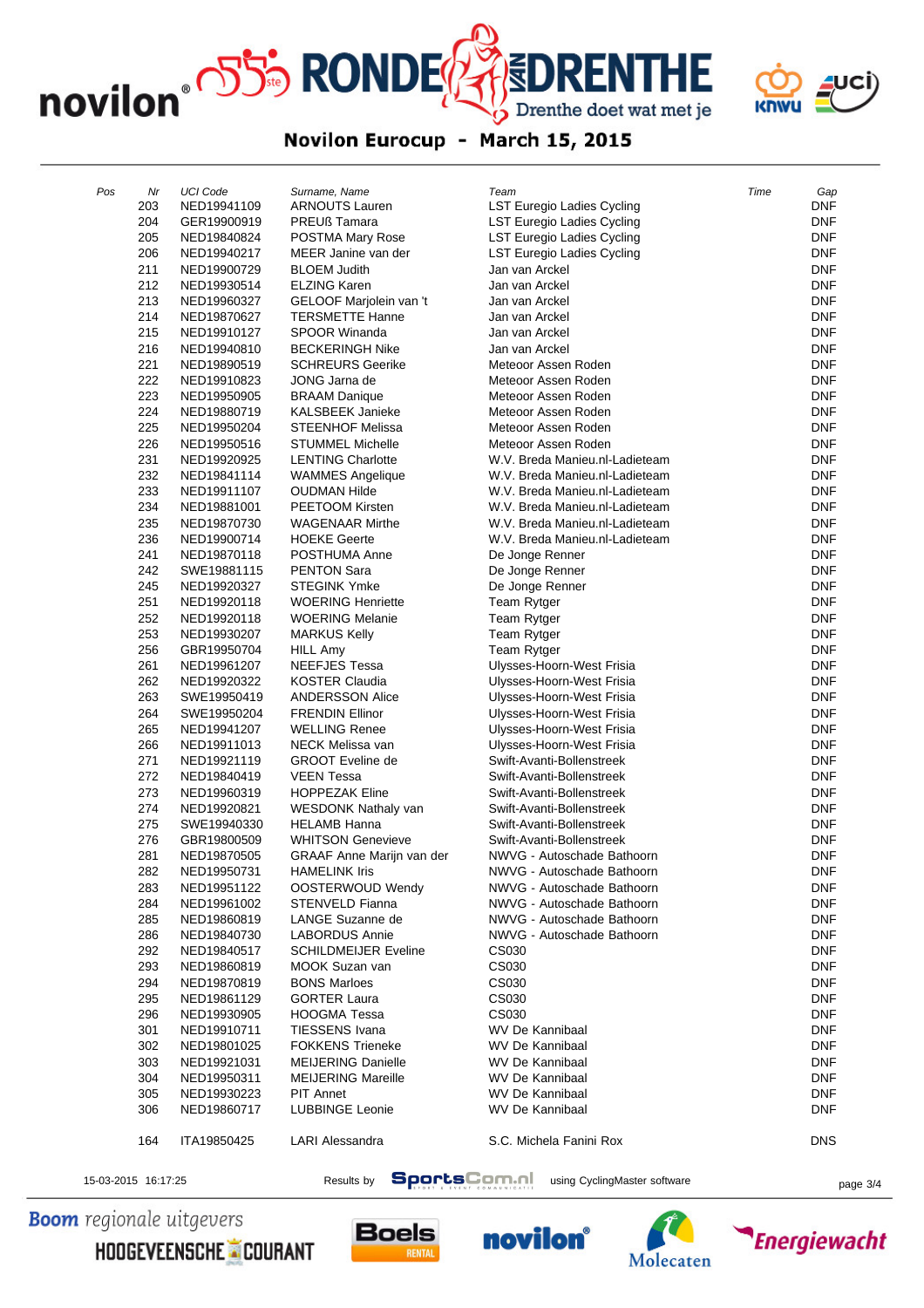## Novilon Eurocup - March 15, 2015

| Pos | Nr | UCI Code | Surname, Name | Team | Time | Gap |
|---|---|---|---|---|---|---|
| | 203 | NED19941109 | ARNOUTS Lauren | LST Euregio Ladies Cycling | | DNF |
| | 204 | GER19900919 | PREUß Tamara | LST Euregio Ladies Cycling | | DNF |
| | 205 | NED19840824 | POSTMA Mary Rose | LST Euregio Ladies Cycling | | DNF |
| | 206 | NED19940217 | MEER Janine van der | LST Euregio Ladies Cycling | | DNF |
| | 211 | NED19900729 | BLOEM Judith | Jan van Arckel | | DNF |
| | 212 | NED19930514 | ELZING Karen | Jan van Arckel | | DNF |
| | 213 | NED19960327 | GELOOF Marjolein van 't | Jan van Arckel | | DNF |
| | 214 | NED19870627 | TERSMETTE Hanne | Jan van Arckel | | DNF |
| | 215 | NED19910127 | SPOOR Winanda | Jan van Arckel | | DNF |
| | 216 | NED19940810 | BECKERINGH Nike | Jan van Arckel | | DNF |
| | 221 | NED19890519 | SCHREURS Geerike | Meteoor Assen Roden | | DNF |
| | 222 | NED19910823 | JONG Jarna de | Meteoor Assen Roden | | DNF |
| | 223 | NED19950905 | BRAAM Danique | Meteoor Assen Roden | | DNF |
| | 224 | NED19880719 | KALSBEEK Janieke | Meteoor Assen Roden | | DNF |
| | 225 | NED19950204 | STEENHOF Melissa | Meteoor Assen Roden | | DNF |
| | 226 | NED19950516 | STUMMEL Michelle | Meteoor Assen Roden | | DNF |
| | 231 | NED19920925 | LENTING Charlotte | W.V. Breda Manieu.nl-Ladieteam | | DNF |
| | 232 | NED19841114 | WAMMES Angelique | W.V. Breda Manieu.nl-Ladieteam | | DNF |
| | 233 | NED19911107 | OUDMAN Hilde | W.V. Breda Manieu.nl-Ladieteam | | DNF |
| | 234 | NED19881001 | PEETOOM Kirsten | W.V. Breda Manieu.nl-Ladieteam | | DNF |
| | 235 | NED19870730 | WAGENAAR Mirthe | W.V. Breda Manieu.nl-Ladieteam | | DNF |
| | 236 | NED19900714 | HOEKE Geerte | W.V. Breda Manieu.nl-Ladieteam | | DNF |
| | 241 | NED19870118 | POSTHUMA Anne | De Jonge Renner | | DNF |
| | 242 | SWE19881115 | PENTON Sara | De Jonge Renner | | DNF |
| | 245 | NED19920327 | STEGINK Ymke | De Jonge Renner | | DNF |
| | 251 | NED19920118 | WOERING Henriette | Team Rytger | | DNF |
| | 252 | NED19920118 | WOERING Melanie | Team Rytger | | DNF |
| | 253 | NED19930207 | MARKUS Kelly | Team Rytger | | DNF |
| | 256 | GBR19950704 | HILL Amy | Team Rytger | | DNF |
| | 261 | NED19961207 | NEEFJES Tessa | Ulysses-Hoorn-West Frisia | | DNF |
| | 262 | NED19920322 | KOSTER Claudia | Ulysses-Hoorn-West Frisia | | DNF |
| | 263 | SWE19950419 | ANDERSSON Alice | Ulysses-Hoorn-West Frisia | | DNF |
| | 264 | SWE19950204 | FRENDIN Ellinor | Ulysses-Hoorn-West Frisia | | DNF |
| | 265 | NED19941207 | WELLING Renee | Ulysses-Hoorn-West Frisia | | DNF |
| | 266 | NED19911013 | NECK Melissa van | Ulysses-Hoorn-West Frisia | | DNF |
| | 271 | NED19921119 | GROOT Eveline de | Swift-Avanti-Bollenstreek | | DNF |
| | 272 | NED19840419 | VEEN Tessa | Swift-Avanti-Bollenstreek | | DNF |
| | 273 | NED19960319 | HOPPEZAK Eline | Swift-Avanti-Bollenstreek | | DNF |
| | 274 | NED19920821 | WESDONK Nathaly van | Swift-Avanti-Bollenstreek | | DNF |
| | 275 | SWE19940330 | HELAMB Hanna | Swift-Avanti-Bollenstreek | | DNF |
| | 276 | GBR19800509 | WHITSON Genevieve | Swift-Avanti-Bollenstreek | | DNF |
| | 281 | NED19870505 | GRAAF Anne Marijn van der | NWVG - Autoschade Bathoorn | | DNF |
| | 282 | NED19950731 | HAMELINK Iris | NWVG - Autoschade Bathoorn | | DNF |
| | 283 | NED19951122 | OOSTERWOUD Wendy | NWVG - Autoschade Bathoorn | | DNF |
| | 284 | NED19961002 | STENVELD Fianna | NWVG - Autoschade Bathoorn | | DNF |
| | 285 | NED19860819 | LANGE Suzanne de | NWVG - Autoschade Bathoorn | | DNF |
| | 286 | NED19840730 | LABORDUS Annie | NWVG - Autoschade Bathoorn | | DNF |
| | 292 | NED19840517 | SCHILDMEIJER Eveline | CS030 | | DNF |
| | 293 | NED19860819 | MOOK Suzan van | CS030 | | DNF |
| | 294 | NED19870819 | BONS Marloes | CS030 | | DNF |
| | 295 | NED19861129 | GORTER Laura | CS030 | | DNF |
| | 296 | NED19930905 | HOOGMA Tessa | CS030 | | DNF |
| | 301 | NED19910711 | TIESSENS Ivana | WV De Kannibaal | | DNF |
| | 302 | NED19801025 | FOKKENS Trieneke | WV De Kannibaal | | DNF |
| | 303 | NED19921031 | MEIJERING Danielle | WV De Kannibaal | | DNF |
| | 304 | NED19950311 | MEIJERING Mareille | WV De Kannibaal | | DNF |
| | 305 | NED19930223 | PIT Annet | WV De Kannibaal | | DNF |
| | 306 | NED19860717 | LUBBINGE Leonie | WV De Kannibaal | | DNF |
| | 164 | ITA19850425 | LARI Alessandra | S.C. Michela Fanini Rox | | DNS |

15-03-2015 16:17:25 Results by SportsCom.nl using CyclingMaster software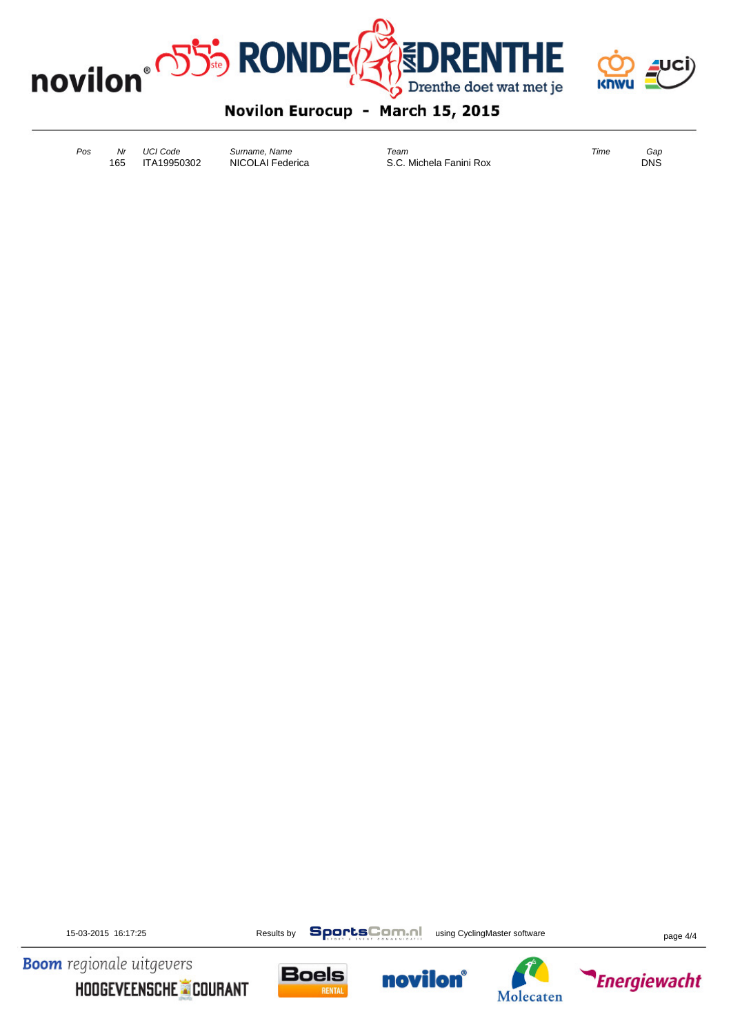## Novilon Eurocup - March 15, 2015

| Pos | Nr | UCI Code | Surname, Name | Team | Time | Gap |
|---|---|---|---|---|---|---|
| | 165 | ITA19950302 | NICOLAI Federica | S.C. Michela Fanini Rox | | DNS |

15-03-2015 16:17:25 Results by SportsCom.nl using CyclingMaster software